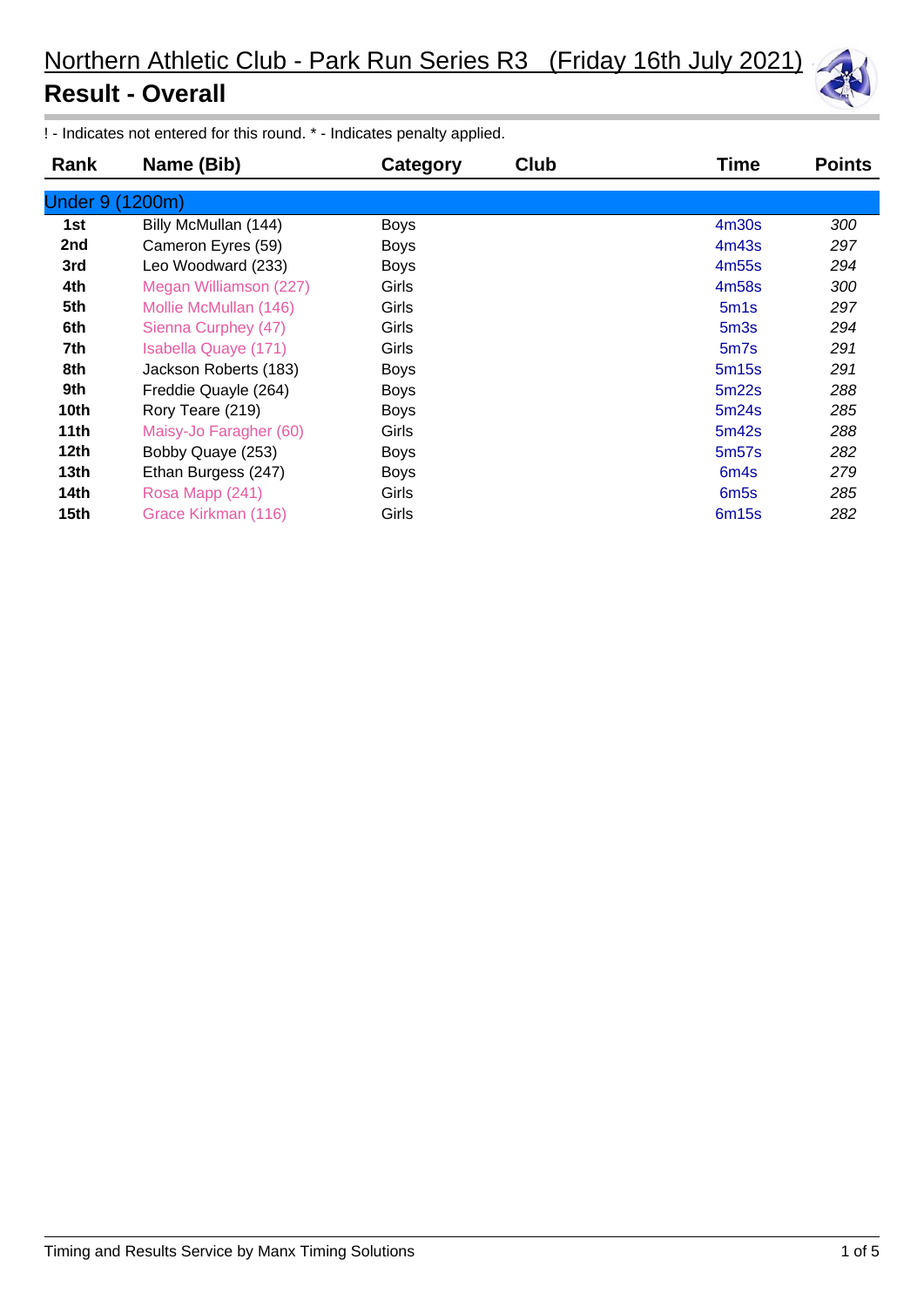# Northern Athletic Club - Park Run Series R3 (Friday 16th July 2021)

## Result - Overall

! - Indicates not entered for this round. * - Indicates penalty applied.

| Rank | Name (Bib) | Category | Club | Time | Points |
|---|---|---|---|---|---|
| **Under 9 (1200m)** | | | | | |
| 1st | Billy McMullan (144) | Boys | | 4m30s | 300 |
| 2nd | Cameron Eyres (59) | Boys | | 4m43s | 297 |
| 3rd | Leo Woodward (233) | Boys | | 4m55s | 294 |
| 4th | Megan Williamson (227) | Girls | | 4m58s | 300 |
| 5th | Mollie McMullan (146) | Girls | | 5m1s | 297 |
| 6th | Sienna Curphey (47) | Girls | | 5m3s | 294 |
| 7th | Isabella Quaye (171) | Girls | | 5m7s | 291 |
| 8th | Jackson Roberts (183) | Boys | | 5m15s | 291 |
| 9th | Freddie Quayle (264) | Boys | | 5m22s | 288 |
| 10th | Rory Teare (219) | Boys | | 5m24s | 285 |
| 11th | Maisy-Jo Faragher (60) | Girls | | 5m42s | 288 |
| 12th | Bobby Quaye (253) | Boys | | 5m57s | 282 |
| 13th | Ethan Burgess (247) | Boys | | 6m4s | 279 |
| 14th | Rosa Mapp (241) | Girls | | 6m5s | 285 |
| 15th | Grace Kirkman (116) | Girls | | 6m15s | 282 |

Timing and Results Service by Manx Timing Solutions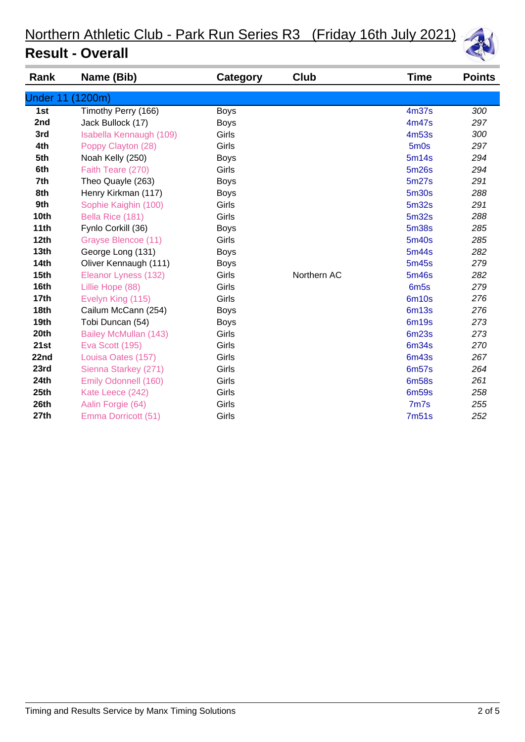# Northern Athletic Club - Park Run Series R3 (Friday 16th July 2021)

## Result - Overall

| Rank | Name (Bib) | Category | Club | Time | Points |
|---|---|---|---|---|---|
| **Under 11 (1200m)** | | | | | |
| 1st | Timothy Perry (166) | Boys | | 4m37s | 300 |
| 2nd | Jack Bullock (17) | Boys | | 4m47s | 297 |
| 3rd | Isabella Kennaugh (109) | Girls | | 4m53s | 300 |
| 4th | Poppy Clayton (28) | Girls | | 5m0s | 297 |
| 5th | Noah Kelly (250) | Boys | | 5m14s | 294 |
| 6th | Faith Teare (270) | Girls | | 5m26s | 294 |
| 7th | Theo Quayle (263) | Boys | | 5m27s | 291 |
| 8th | Henry Kirkman (117) | Boys | | 5m30s | 288 |
| 9th | Sophie Kaighin (100) | Girls | | 5m32s | 291 |
| 10th | Bella Rice (181) | Girls | | 5m32s | 288 |
| 11th | Fynlo Corkill (36) | Boys | | 5m38s | 285 |
| 12th | Grayse Blencoe (11) | Girls | | 5m40s | 285 |
| 13th | George Long (131) | Boys | | 5m44s | 282 |
| 14th | Oliver Kennaugh (111) | Boys | | 5m45s | 279 |
| 15th | Eleanor Lyness (132) | Girls | Northern AC | 5m46s | 282 |
| 16th | Lillie Hope (88) | Girls | | 6m5s | 279 |
| 17th | Evelyn King (115) | Girls | | 6m10s | 276 |
| 18th | Cailum McCann (254) | Boys | | 6m13s | 276 |
| 19th | Tobi Duncan (54) | Boys | | 6m19s | 273 |
| 20th | Bailey McMullan (143) | Girls | | 6m23s | 273 |
| 21st | Eva Scott (195) | Girls | | 6m34s | 270 |
| 22nd | Louisa Oates (157) | Girls | | 6m43s | 267 |
| 23rd | Sienna Starkey (271) | Girls | | 6m57s | 264 |
| 24th | Emily Odonnell (160) | Girls | | 6m58s | 261 |
| 25th | Kate Leece (242) | Girls | | 6m59s | 258 |
| 26th | Aalin Forgie (64) | Girls | | 7m7s | 255 |
| 27th | Emma Dorricott (51) | Girls | | 7m51s | 252 |

Timing and Results Service by Manx Timing Solutions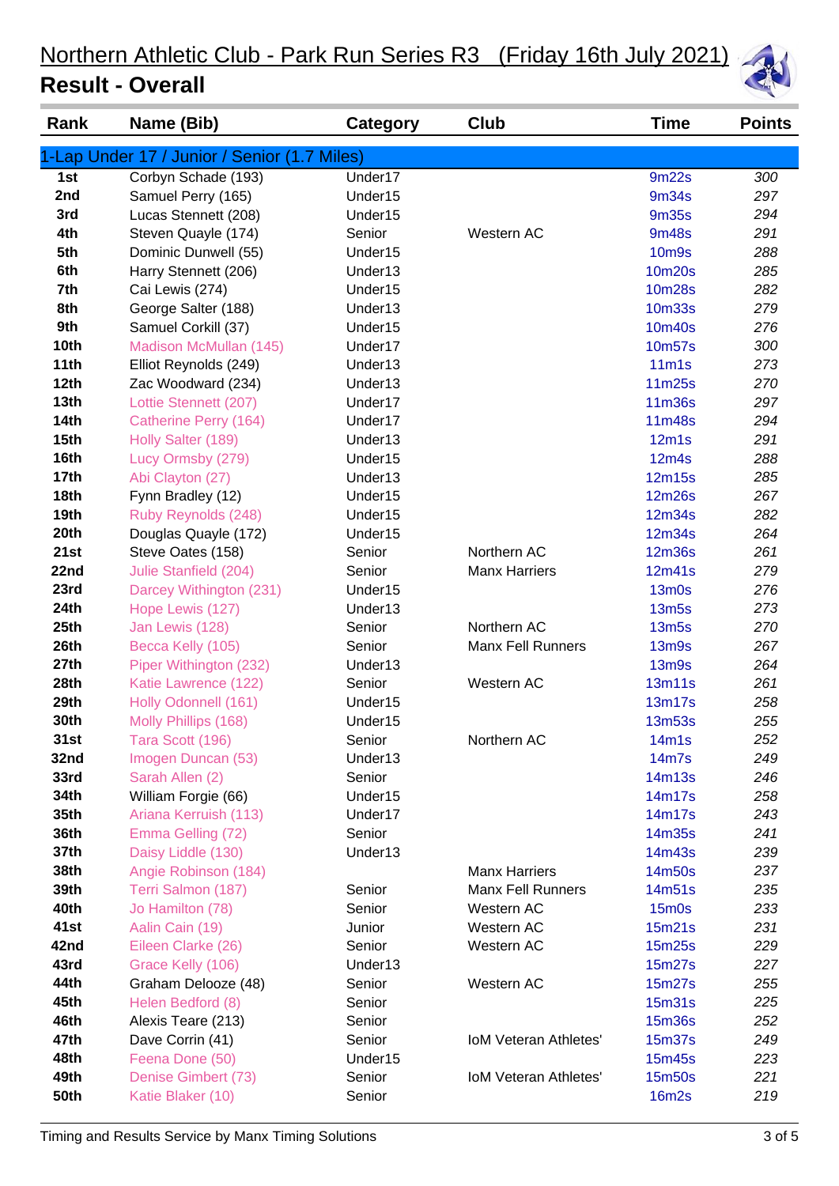# Northern Athletic Club - Park Run Series R3 (Friday 16th July 2021)

## Result - Overall

| Rank | Name (Bib) | Category | Club | Time | Points |
|---|---|---|---|---|---|
| **1-Lap Under 17 / Junior / Senior (1.7 Miles)** | | | | | |
| 1st | Corbyn Schade (193) | Under17 | | 9m22s | 300 |
| 2nd | Samuel Perry (165) | Under15 | | 9m34s | 297 |
| 3rd | Lucas Stennett (208) | Under15 | | 9m35s | 294 |
| 4th | Steven Quayle (174) | Senior | Western AC | 9m48s | 291 |
| 5th | Dominic Dunwell (55) | Under15 | | 10m9s | 288 |
| 6th | Harry Stennett (206) | Under13 | | 10m20s | 285 |
| 7th | Cai Lewis (274) | Under15 | | 10m28s | 282 |
| 8th | George Salter (188) | Under13 | | 10m33s | 279 |
| 9th | Samuel Corkill (37) | Under15 | | 10m40s | 276 |
| 10th | Madison McMullan (145) | Under17 | | 10m57s | 300 |
| 11th | Elliot Reynolds (249) | Under13 | | 11m1s | 273 |
| 12th | Zac Woodward (234) | Under13 | | 11m25s | 270 |
| 13th | Lottie Stennett (207) | Under17 | | 11m36s | 297 |
| 14th | Catherine Perry (164) | Under17 | | 11m48s | 294 |
| 15th | Holly Salter (189) | Under13 | | 12m1s | 291 |
| 16th | Lucy Ormsby (279) | Under15 | | 12m4s | 288 |
| 17th | Abi Clayton (27) | Under13 | | 12m15s | 285 |
| 18th | Fynn Bradley (12) | Under15 | | 12m26s | 267 |
| 19th | Ruby Reynolds (248) | Under15 | | 12m34s | 282 |
| 20th | Douglas Quayle (172) | Under15 | | 12m34s | 264 |
| 21st | Steve Oates (158) | Senior | Northern AC | 12m36s | 261 |
| 22nd | Julie Stanfield (204) | Senior | Manx Harriers | 12m41s | 279 |
| 23rd | Darcey Withington (231) | Under15 | | 13m0s | 276 |
| 24th | Hope Lewis (127) | Under13 | | 13m5s | 273 |
| 25th | Jan Lewis (128) | Senior | Northern AC | 13m5s | 270 |
| 26th | Becca Kelly (105) | Senior | Manx Fell Runners | 13m9s | 267 |
| 27th | Piper Withington (232) | Under13 | | 13m9s | 264 |
| 28th | Katie Lawrence (122) | Senior | Western AC | 13m11s | 261 |
| 29th | Holly Odonnell (161) | Under15 | | 13m17s | 258 |
| 30th | Molly Phillips (168) | Under15 | | 13m53s | 255 |
| 31st | Tara Scott (196) | Senior | Northern AC | 14m1s | 252 |
| 32nd | Imogen Duncan (53) | Under13 | | 14m7s | 249 |
| 33rd | Sarah Allen (2) | Senior | | 14m13s | 246 |
| 34th | William Forgie (66) | Under15 | | 14m17s | 258 |
| 35th | Ariana Kerruish (113) | Under17 | | 14m17s | 243 |
| 36th | Emma Gelling (72) | Senior | | 14m35s | 241 |
| 37th | Daisy Liddle (130) | Under13 | | 14m43s | 239 |
| 38th | Angie Robinson (184) | | Manx Harriers | 14m50s | 237 |
| 39th | Terri Salmon (187) | Senior | Manx Fell Runners | 14m51s | 235 |
| 40th | Jo Hamilton (78) | Senior | Western AC | 15m0s | 233 |
| 41st | Aalin Cain (19) | Junior | Western AC | 15m21s | 231 |
| 42nd | Eileen Clarke (26) | Senior | Western AC | 15m25s | 229 |
| 43rd | Grace Kelly (106) | Under13 | | 15m27s | 227 |
| 44th | Graham Delooze (48) | Senior | Western AC | 15m27s | 255 |
| 45th | Helen Bedford (8) | Senior | | 15m31s | 225 |
| 46th | Alexis Teare (213) | Senior | | 15m36s | 252 |
| 47th | Dave Corrin (41) | Senior | IoM Veteran Athletes' | 15m37s | 249 |
| 48th | Feena Done (50) | Under15 | | 15m45s | 223 |
| 49th | Denise Gimbert (73) | Senior | IoM Veteran Athletes' | 15m50s | 221 |
| 50th | Katie Blaker (10) | Senior | | 16m2s | 219 |

Timing and Results Service by Manx Timing Solutions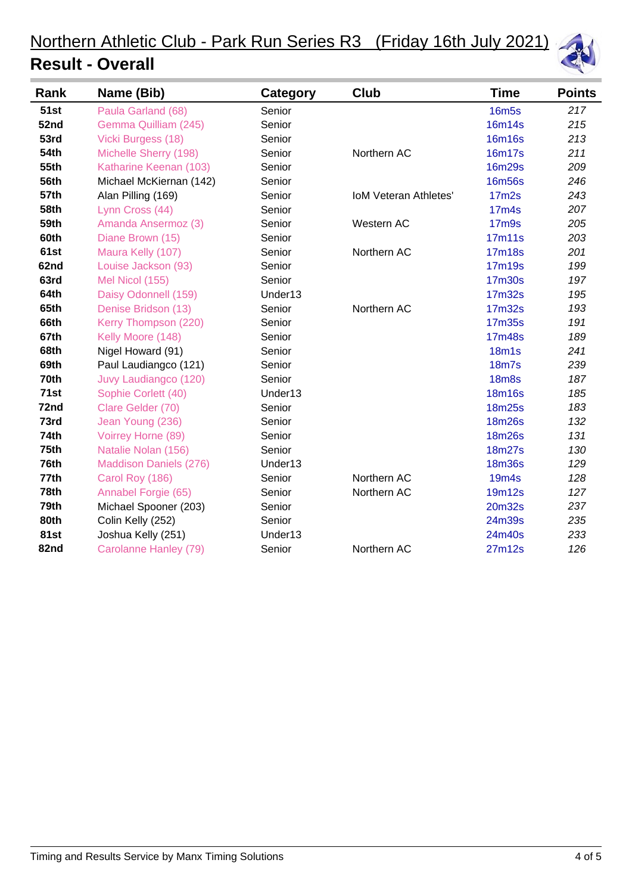# Northern Athletic Club - Park Run Series R3 (Friday 16th July 2021)

## Result - Overall

| Rank | Name (Bib) | Category | Club | Time | Points |
|---|---|---|---|---|---|
| 51st | Paula Garland (68) | Senior | | 16m5s | 217 |
| 52nd | Gemma Quilliam (245) | Senior | | 16m14s | 215 |
| 53rd | Vicki Burgess (18) | Senior | | 16m16s | 213 |
| 54th | Michelle Sherry (198) | Senior | Northern AC | 16m17s | 211 |
| 55th | Katharine Keenan (103) | Senior | | 16m29s | 209 |
| 56th | Michael McKiernan (142) | Senior | | 16m56s | 246 |
| 57th | Alan Pilling (169) | Senior | IoM Veteran Athletes' | 17m2s | 243 |
| 58th | Lynn Cross (44) | Senior | | 17m4s | 207 |
| 59th | Amanda Ansermoz (3) | Senior | Western AC | 17m9s | 205 |
| 60th | Diane Brown (15) | Senior | | 17m11s | 203 |
| 61st | Maura Kelly (107) | Senior | Northern AC | 17m18s | 201 |
| 62nd | Louise Jackson (93) | Senior | | 17m19s | 199 |
| 63rd | Mel Nicol (155) | Senior | | 17m30s | 197 |
| 64th | Daisy Odonnell (159) | Under13 | | 17m32s | 195 |
| 65th | Denise Bridson (13) | Senior | Northern AC | 17m32s | 193 |
| 66th | Kerry Thompson (220) | Senior | | 17m35s | 191 |
| 67th | Kelly Moore (148) | Senior | | 17m48s | 189 |
| 68th | Nigel Howard (91) | Senior | | 18m1s | 241 |
| 69th | Paul Laudiangco (121) | Senior | | 18m7s | 239 |
| 70th | Juvy Laudiangco (120) | Senior | | 18m8s | 187 |
| 71st | Sophie Corlett (40) | Under13 | | 18m16s | 185 |
| 72nd | Clare Gelder (70) | Senior | | 18m25s | 183 |
| 73rd | Jean Young (236) | Senior | | 18m26s | 132 |
| 74th | Voirrey Horne (89) | Senior | | 18m26s | 131 |
| 75th | Natalie Nolan (156) | Senior | | 18m27s | 130 |
| 76th | Maddison Daniels (276) | Under13 | | 18m36s | 129 |
| 77th | Carol Roy (186) | Senior | Northern AC | 19m4s | 128 |
| 78th | Annabel Forgie (65) | Senior | Northern AC | 19m12s | 127 |
| 79th | Michael Spooner (203) | Senior | | 20m32s | 237 |
| 80th | Colin Kelly (252) | Senior | | 24m39s | 235 |
| 81st | Joshua Kelly (251) | Under13 | | 24m40s | 233 |
| 82nd | Carolanne Hanley (79) | Senior | Northern AC | 27m12s | 126 |

Timing and Results Service by Manx Timing Solutions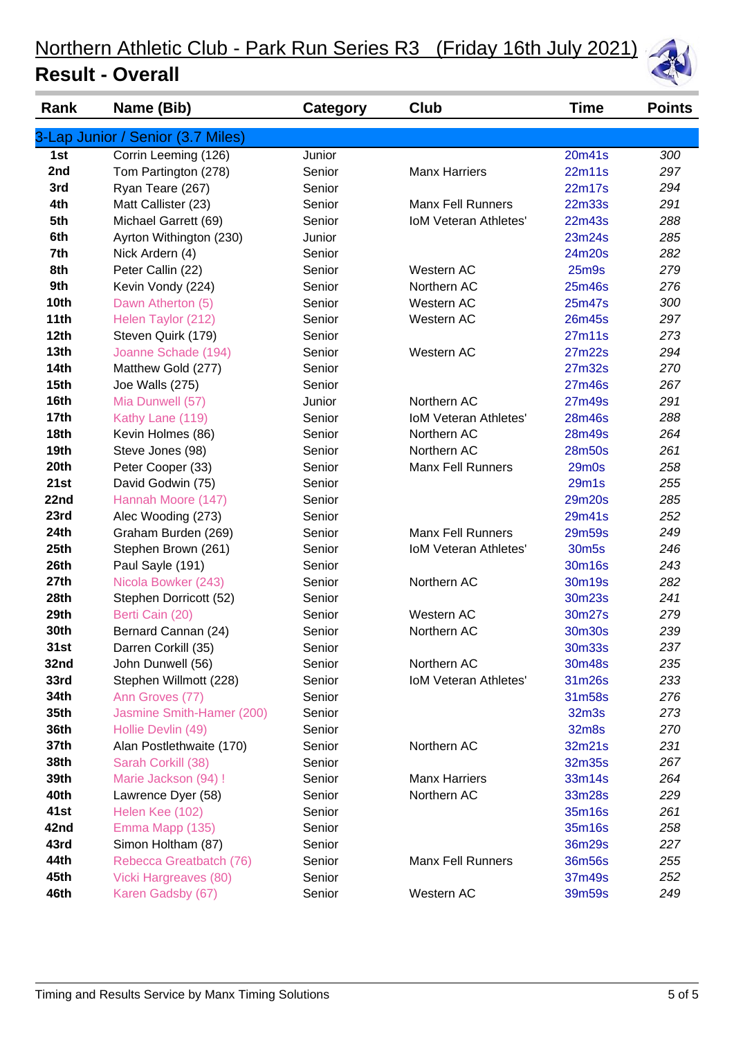# Northern Athletic Club - Park Run Series R3 (Friday 16th July 2021)

## Result - Overall

| Rank | Name (Bib) | Category | Club | Time | Points |
|---|---|---|---|---|---|
| **3-Lap Junior / Senior (3.7 Miles)** | | | | | |
| **1st** | Corrin Leeming (126) | Junior | | 20m41s | *300* |
| **2nd** | Tom Partington (278) | Senior | Manx Harriers | 22m11s | *297* |
| **3rd** | Ryan Teare (267) | Senior | | 22m17s | *294* |
| **4th** | Matt Callister (23) | Senior | Manx Fell Runners | 22m33s | *291* |
| **5th** | Michael Garrett (69) | Senior | IoM Veteran Athletes' | 22m43s | *288* |
| **6th** | Ayrton Withington (230) | Junior | | 23m24s | *285* |
| **7th** | Nick Ardern (4) | Senior | | 24m20s | *282* |
| **8th** | Peter Callin (22) | Senior | Western AC | 25m9s | *279* |
| **9th** | Kevin Vondy (224) | Senior | Northern AC | 25m46s | *276* |
| **10th** | Dawn Atherton (5) | Senior | Western AC | 25m47s | *300* |
| **11th** | Helen Taylor (212) | Senior | Western AC | 26m45s | *297* |
| **12th** | Steven Quirk (179) | Senior | | 27m11s | *273* |
| **13th** | Joanne Schade (194) | Senior | Western AC | 27m22s | *294* |
| **14th** | Matthew Gold (277) | Senior | | 27m32s | *270* |
| **15th** | Joe Walls (275) | Senior | | 27m46s | *267* |
| **16th** | Mia Dunwell (57) | Junior | Northern AC | 27m49s | *291* |
| **17th** | Kathy Lane (119) | Senior | IoM Veteran Athletes' | 28m46s | *288* |
| **18th** | Kevin Holmes (86) | Senior | Northern AC | 28m49s | *264* |
| **19th** | Steve Jones (98) | Senior | Northern AC | 28m50s | *261* |
| **20th** | Peter Cooper (33) | Senior | Manx Fell Runners | 29m0s | *258* |
| **21st** | David Godwin (75) | Senior | | 29m1s | *255* |
| **22nd** | Hannah Moore (147) | Senior | | 29m20s | *285* |
| **23rd** | Alec Wooding (273) | Senior | | 29m41s | *252* |
| **24th** | Graham Burden (269) | Senior | Manx Fell Runners | 29m59s | *249* |
| **25th** | Stephen Brown (261) | Senior | IoM Veteran Athletes' | 30m5s | *246* |
| **26th** | Paul Sayle (191) | Senior | | 30m16s | *243* |
| **27th** | Nicola Bowker (243) | Senior | Northern AC | 30m19s | *282* |
| **28th** | Stephen Dorricott (52) | Senior | | 30m23s | *241* |
| **29th** | Berti Cain (20) | Senior | Western AC | 30m27s | *279* |
| **30th** | Bernard Cannan (24) | Senior | Northern AC | 30m30s | *239* |
| **31st** | Darren Corkill (35) | Senior | | 30m33s | *237* |
| **32nd** | John Dunwell (56) | Senior | Northern AC | 30m48s | *235* |
| **33rd** | Stephen Willmott (228) | Senior | IoM Veteran Athletes' | 31m26s | *233* |
| **34th** | Ann Groves (77) | Senior | | 31m58s | *276* |
| **35th** | Jasmine Smith-Hamer (200) | Senior | | 32m3s | *273* |
| **36th** | Hollie Devlin (49) | Senior | | 32m8s | *270* |
| **37th** | Alan Postlethwaite (170) | Senior | Northern AC | 32m21s | *231* |
| **38th** | Sarah Corkill (38) | Senior | | 32m35s | *267* |
| **39th** | Marie Jackson (94) ! | Senior | Manx Harriers | 33m14s | *264* |
| **40th** | Lawrence Dyer (58) | Senior | Northern AC | 33m28s | *229* |
| **41st** | Helen Kee (102) | Senior | | 35m16s | *261* |
| **42nd** | Emma Mapp (135) | Senior | | 35m16s | *258* |
| **43rd** | Simon Holtham (87) | Senior | | 36m29s | *227* |
| **44th** | Rebecca Greatbatch (76) | Senior | Manx Fell Runners | 36m56s | *255* |
| **45th** | Vicki Hargreaves (80) | Senior | | 37m49s | *252* |
| **46th** | Karen Gadsby (67) | Senior | Western AC | 39m59s | *249* |

Timing and Results Service by Manx Timing Solutions